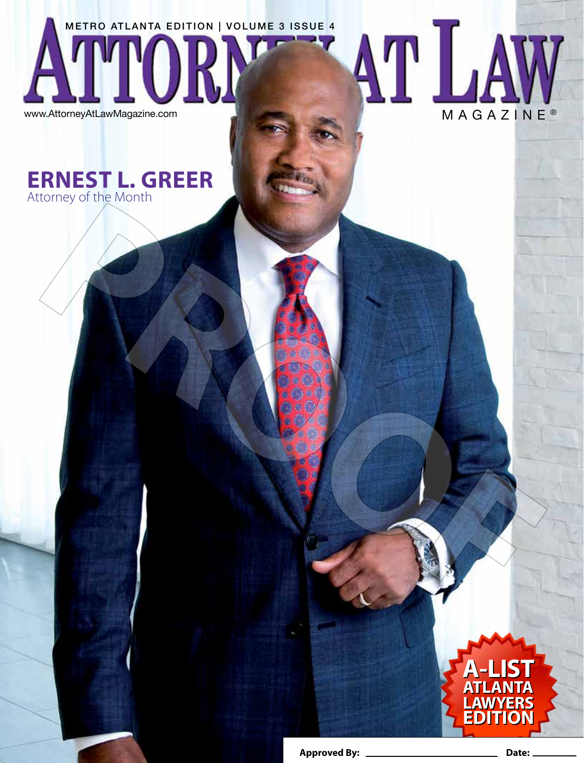METRO ATLANTA EDITION | VOLUME 3 ISSUE 4

# ATTORNEY AT LAW MAGAZINE®

www.AttorneyAtLawMagazine.com

## ERNEST L. GREER

Attorney of the Month

PROOF

A-LIST ATLANTA LAWYERS EDITION

Approved By: ______________________ Date: __________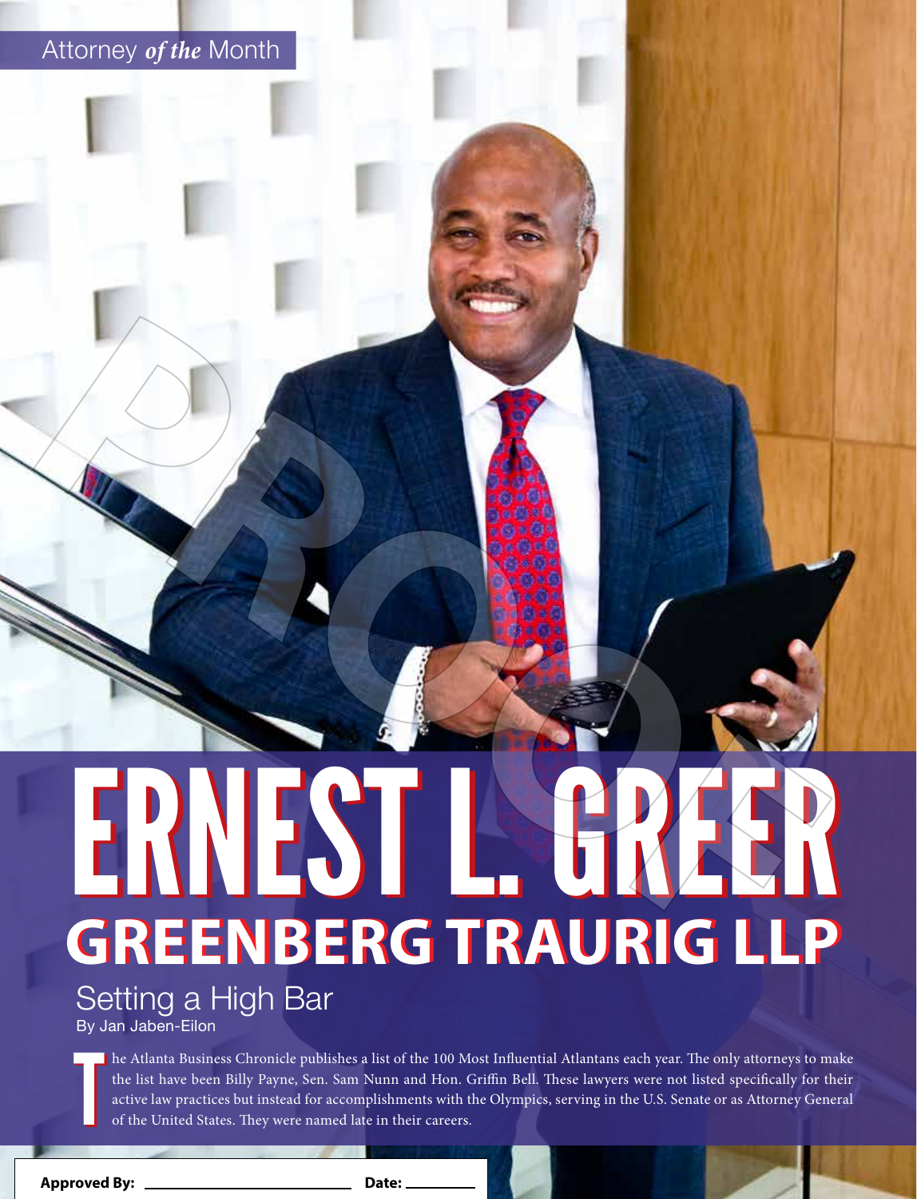Attorney *of the* Month

# ERNEST L. GREER

## GREENBERG TRAURIG LLP

### Setting a High Bar

By Jan Jaben-Eilon

The Atlanta Business Chronicle publishes a list of the 100 Most Influential Atlantans each year. The only attorneys to make the list have been Billy Payne, Sen. Sam Nunn and Hon. Griffin Bell. These lawyers were not listed specifically for their active law practices but instead for accomplishments with the Olympics, serving in the U.S. Senate or as Attorney General of the United States. They were named late in their careers.

**Approved By:** ______________________ **Date:** __________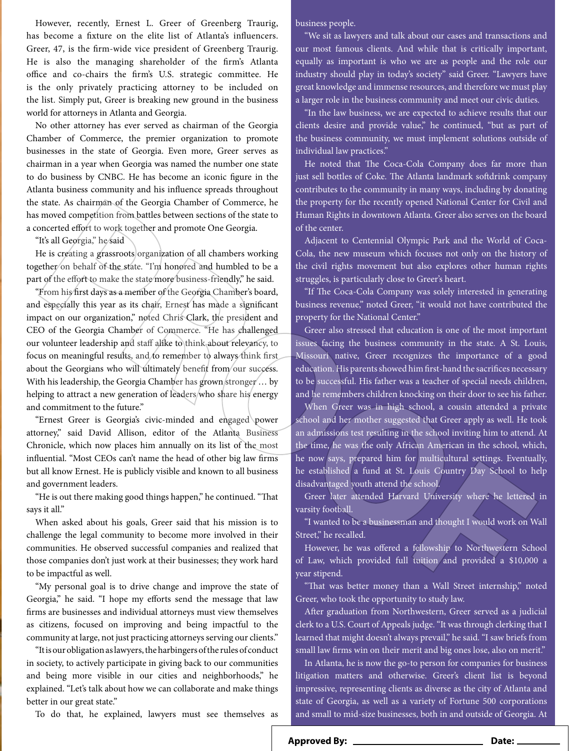However, recently, Ernest L. Greer of Greenberg Traurig, has become a fixture on the elite list of Atlanta's influencers. Greer, 47, is the firm-wide vice president of Greenberg Traurig. He is also the managing shareholder of the firm's Atlanta office and co-chairs the firm's U.S. strategic committee. He is the only privately practicing attorney to be included on the list. Simply put, Greer is breaking new ground in the business world for attorneys in Atlanta and Georgia.

No other attorney has ever served as chairman of the Georgia Chamber of Commerce, the premier organization to promote businesses in the state of Georgia. Even more, Greer serves as chairman in a year when Georgia was named the number one state to do business by CNBC. He has become an iconic figure in the Atlanta business community and his influence spreads throughout the state. As chairman of the Georgia Chamber of Commerce, he has moved competition from battles between sections of the state to a concerted effort to work together and promote One Georgia.

"It's all Georgia," he said

He is creating a grassroots organization of all chambers working together on behalf of the state. "I'm honored and humbled to be a part of the effort to make the state more business-friendly," he said.

"From his first days as a member of the Georgia Chamber's board, and especially this year as its chair, Ernest has made a significant impact on our organization," noted Chris Clark, the president and CEO of the Georgia Chamber of Commerce. "He has challenged our volunteer leadership and staff alike to think about relevancy, to focus on meaningful results, and to remember to always think first about the Georgians who will ultimately benefit from our success. With his leadership, the Georgia Chamber has grown stronger … by helping to attract a new generation of leaders who share his energy and commitment to the future."

"Ernest Greer is Georgia's civic-minded and engaged power attorney," said David Allison, editor of the Atlanta Business Chronicle, which now places him annually on its list of the most influential. "Most CEOs can't name the head of other big law firms but all know Ernest. He is publicly visible and known to all business and government leaders.

"He is out there making good things happen," he continued. "That says it all."

When asked about his goals, Greer said that his mission is to challenge the legal community to become more involved in their communities. He observed successful companies and realized that those companies don't just work at their businesses; they work hard to be impactful as well.

"My personal goal is to drive change and improve the state of Georgia," he said. "I hope my efforts send the message that law firms are businesses and individual attorneys must view themselves as citizens, focused on improving and being impactful to the community at large, not just practicing attorneys serving our clients."

"It is our obligation as lawyers, the harbingers of the rules of conduct in society, to actively participate in giving back to our communities and being more visible in our cities and neighborhoods," he explained. "Let's talk about how we can collaborate and make things better in our great state."

To do that, he explained, lawyers must see themselves as business people.

"We sit as lawyers and talk about our cases and transactions and our most famous clients. And while that is critically important, equally as important is who we are as people and the role our industry should play in today's society" said Greer. "Lawyers have great knowledge and immense resources, and therefore we must play a larger role in the business community and meet our civic duties.

"In the law business, we are expected to achieve results that our clients desire and provide value," he continued, "but as part of the business community, we must implement solutions outside of individual law practices."

He noted that The Coca-Cola Company does far more than just sell bottles of Coke. The Atlanta landmark softdrink company contributes to the community in many ways, including by donating the property for the recently opened National Center for Civil and Human Rights in downtown Atlanta. Greer also serves on the board of the center.

Adjacent to Centennial Olympic Park and the World of Coca-Cola, the new museum which focuses not only on the history of the civil rights movement but also explores other human rights struggles, is particularly close to Greer's heart.

"If The Coca-Cola Company was solely interested in generating business revenue," noted Greer, "it would not have contributed the property for the National Center."

Greer also stressed that education is one of the most important issues facing the business community in the state. A St. Louis, Missouri native, Greer recognizes the importance of a good education. His parents showed him first-hand the sacrifices necessary to be successful. His father was a teacher of special needs children, and he remembers children knocking on their door to see his father.

When Greer was in high school, a cousin attended a private school and her mother suggested that Greer apply as well. He took an admissions test resulting in the school inviting him to attend. At the time, he was the only African American in the school, which, he now says, prepared him for multicultural settings. Eventually, he established a fund at St. Louis Country Day School to help disadvantaged youth attend the school.

Greer later attended Harvard University where he lettered in varsity football.

"I wanted to be a businessman and thought I would work on Wall Street," he recalled.

However, he was offered a fellowship to Northwestern School of Law, which provided full tuition and provided a $10,000 a year stipend.

"That was better money than a Wall Street internship," noted Greer, who took the opportunity to study law.

After graduation from Northwestern, Greer served as a judicial clerk to a U.S. Court of Appeals judge. "It was through clerking that I learned that might doesn't always prevail," he said. "I saw briefs from small law firms win on their merit and big ones lose, also on merit."

In Atlanta, he is now the go-to person for companies for business litigation matters and otherwise. Greer's client list is beyond impressive, representing clients as diverse as the city of Atlanta and state of Georgia, as well as a variety of Fortune 500 corporations and small to mid-size businesses, both in and outside of Georgia. At

**Approved By:** ____________________ **Date:** ________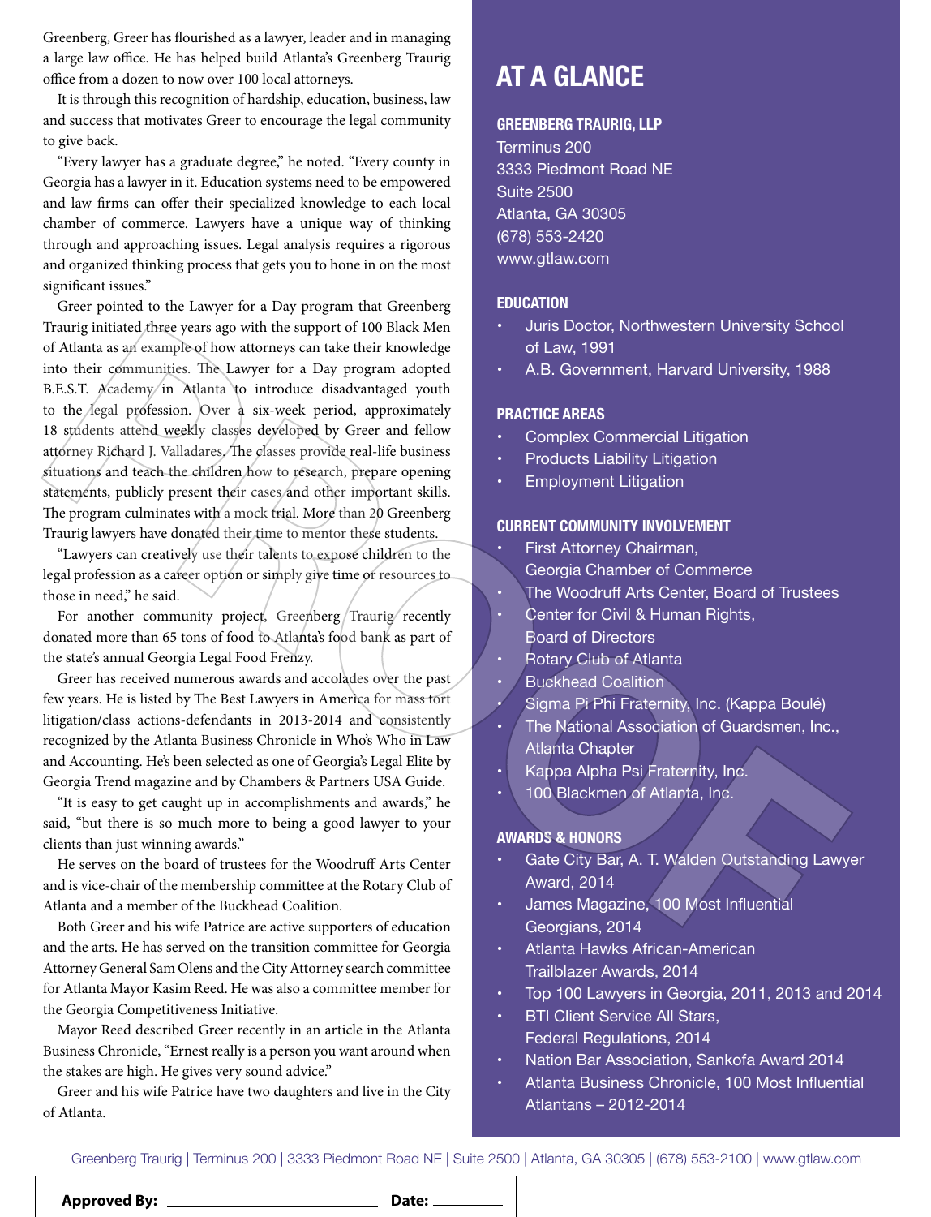Greenberg, Greer has flourished as a lawyer, leader and in managing a large law office. He has helped build Atlanta's Greenberg Traurig office from a dozen to now over 100 local attorneys.

It is through this recognition of hardship, education, business, law and success that motivates Greer to encourage the legal community to give back.

"Every lawyer has a graduate degree," he noted. "Every county in Georgia has a lawyer in it. Education systems need to be empowered and law firms can offer their specialized knowledge to each local chamber of commerce. Lawyers have a unique way of thinking through and approaching issues. Legal analysis requires a rigorous and organized thinking process that gets you to hone in on the most significant issues."

Greer pointed to the Lawyer for a Day program that Greenberg Traurig initiated three years ago with the support of 100 Black Men of Atlanta as an example of how attorneys can take their knowledge into their communities. The Lawyer for a Day program adopted B.E.S.T. Academy in Atlanta to introduce disadvantaged youth to the legal profession. Over a six-week period, approximately 18 students attend weekly classes developed by Greer and fellow attorney Richard J. Valladares. The classes provide real-life business situations and teach the children how to research, prepare opening statements, publicly present their cases and other important skills. The program culminates with a mock trial. More than 20 Greenberg Traurig lawyers have donated their time to mentor these students.

"Lawyers can creatively use their talents to expose children to the legal profession as a career option or simply give time or resources to those in need," he said.

For another community project, Greenberg Traurig recently donated more than 65 tons of food to Atlanta's food bank as part of the state's annual Georgia Legal Food Frenzy.

Greer has received numerous awards and accolades over the past few years. He is listed by The Best Lawyers in America for mass tort litigation/class actions-defendants in 2013-2014 and consistently recognized by the Atlanta Business Chronicle in Who's Who in Law and Accounting. He's been selected as one of Georgia's Legal Elite by Georgia Trend magazine and by Chambers & Partners USA Guide.

"It is easy to get caught up in accomplishments and awards," he said, "but there is so much more to being a good lawyer to your clients than just winning awards."

He serves on the board of trustees for the Woodruff Arts Center and is vice-chair of the membership committee at the Rotary Club of Atlanta and a member of the Buckhead Coalition.

Both Greer and his wife Patrice are active supporters of education and the arts. He has served on the transition committee for Georgia Attorney General Sam Olens and the City Attorney search committee for Atlanta Mayor Kasim Reed. He was also a committee member for the Georgia Competitiveness Initiative.

Mayor Reed described Greer recently in an article in the Atlanta Business Chronicle, "Ernest really is a person you want around when the stakes are high. He gives very sound advice."

Greer and his wife Patrice have two daughters and live in the City of Atlanta.

## AT A GLANCE

### GREENBERG TRAURIG, LLP

Terminus 200
3333 Piedmont Road NE
Suite 2500
Atlanta, GA 30305
(678) 553-2420
www.gtlaw.com

### EDUCATION

- Juris Doctor, Northwestern University School of Law, 1991
- A.B. Government, Harvard University, 1988

### PRACTICE AREAS

- Complex Commercial Litigation
- Products Liability Litigation
- Employment Litigation

### CURRENT COMMUNITY INVOLVEMENT

- First Attorney Chairman, Georgia Chamber of Commerce
- The Woodruff Arts Center, Board of Trustees
- Center for Civil & Human Rights, Board of Directors
- Rotary Club of Atlanta
- Buckhead Coalition
- Sigma Pi Phi Fraternity, Inc. (Kappa Boulé)
- The National Association of Guardsmen, Inc., Atlanta Chapter
- Kappa Alpha Psi Fraternity, Inc.
- 100 Blackmen of Atlanta, Inc.

### AWARDS & HONORS

- Gate City Bar, A. T. Walden Outstanding Lawyer Award, 2014
- James Magazine, 100 Most Influential Georgians, 2014
- Atlanta Hawks African-American Trailblazer Awards, 2014
- Top 100 Lawyers in Georgia, 2011, 2013 and 2014
- BTI Client Service All Stars, Federal Regulations, 2014
- Nation Bar Association, Sankofa Award 2014
- Atlanta Business Chronicle, 100 Most Influential Atlantans – 2012-2014

Greenberg Traurig | Terminus 200 | 3333 Piedmont Road NE | Suite 2500 | Atlanta, GA 30305 | (678) 553-2100 | www.gtlaw.com

**Approved By:** ______________________ **Date:** __________